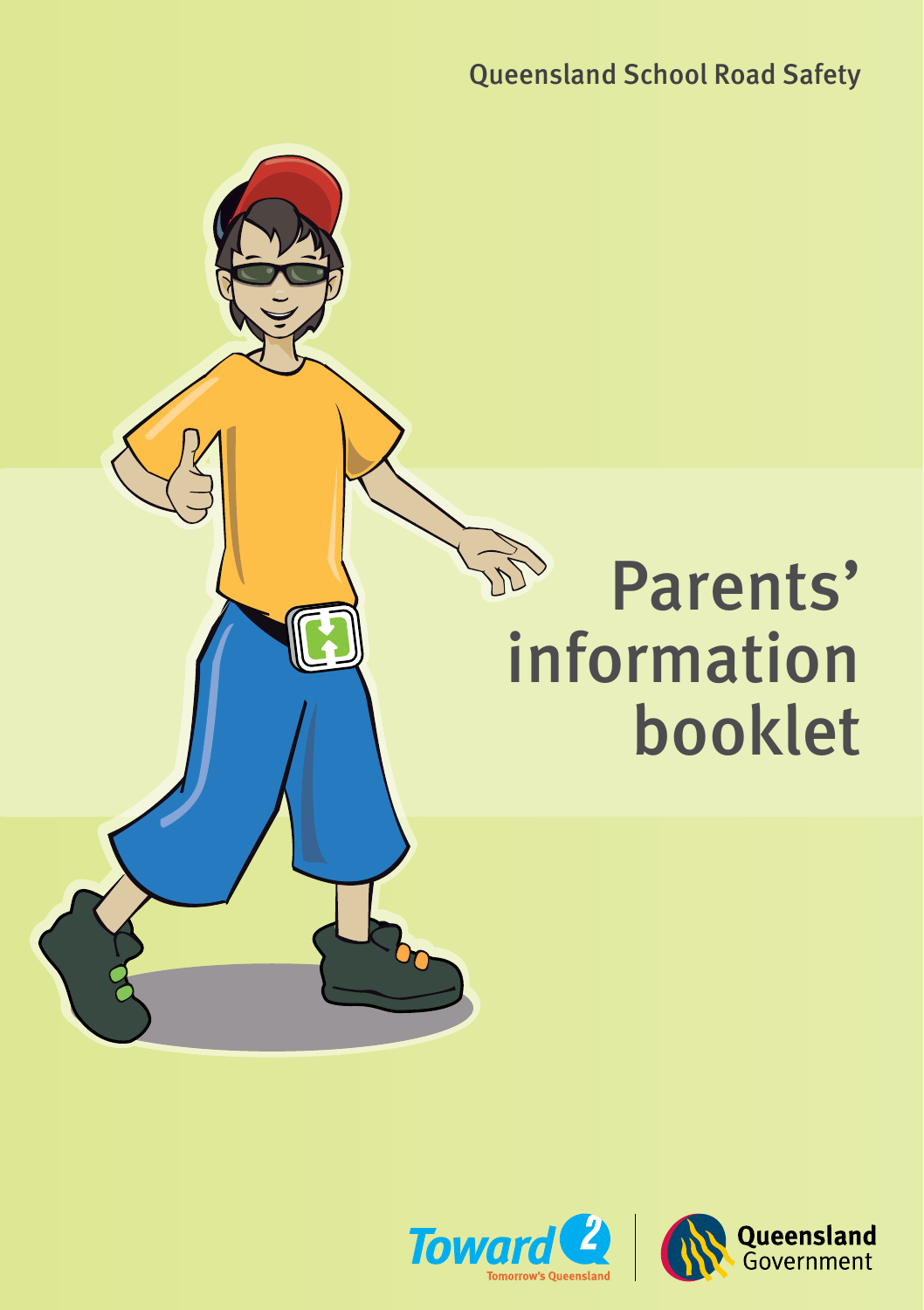Queensland School Road Safety

# Parents' information booklet

Toward Q2 Tomorrow's Queensland

Queensland Government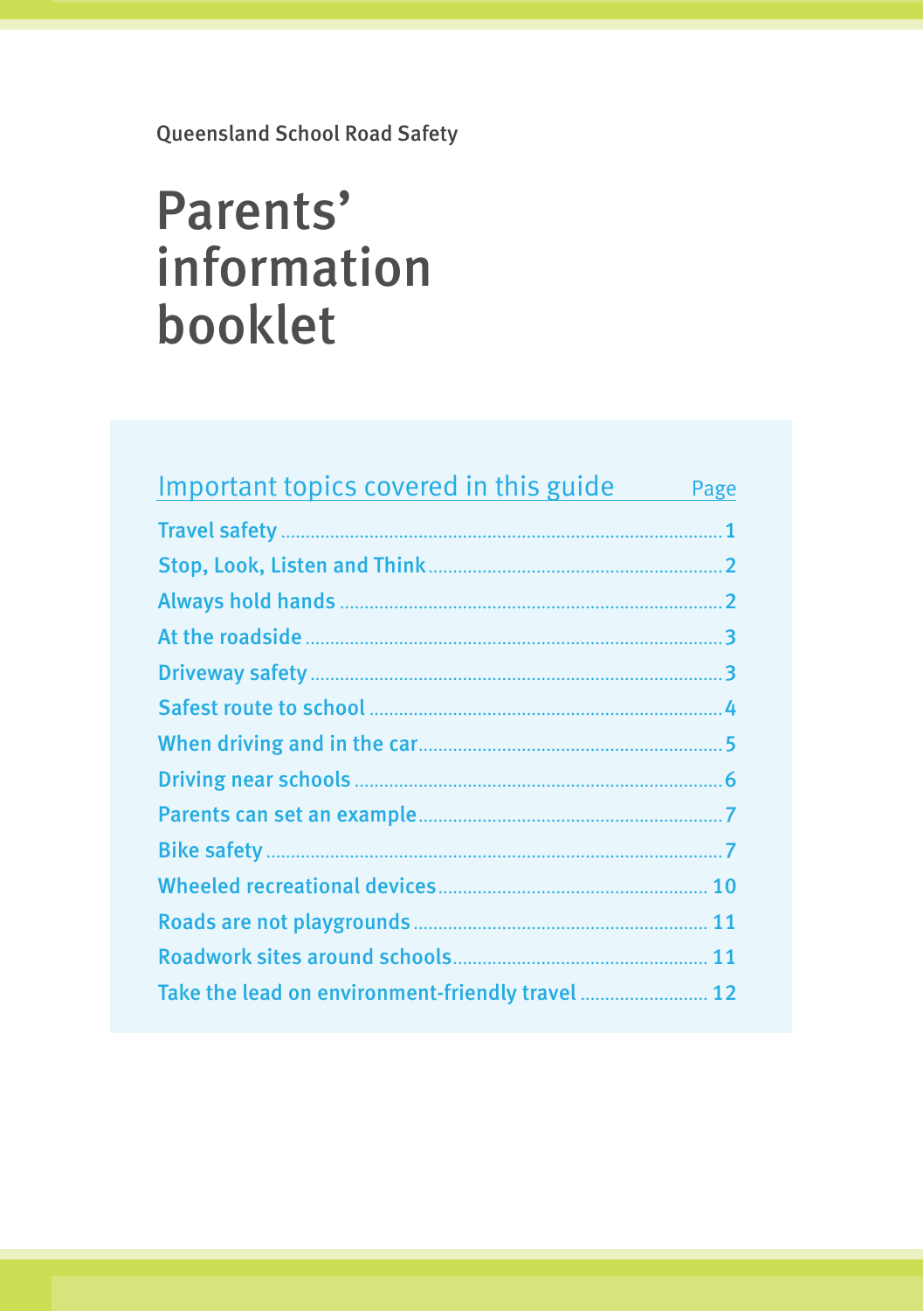Queensland School Road Safety

# Parents' information booklet

| Important topics covered in this guide | Page |
| --- | --- |
| Travel safety | 1 |
| Stop, Look, Listen and Think | 2 |
| Always hold hands | 2 |
| At the roadside | 3 |
| Driveway safety | 3 |
| Safest route to school | 4 |
| When driving and in the car | 5 |
| Driving near schools | 6 |
| Parents can set an example | 7 |
| Bike safety | 7 |
| Wheeled recreational devices | 10 |
| Roads are not playgrounds | 11 |
| Roadwork sites around schools | 11 |
| Take the lead on environment-friendly travel | 12 |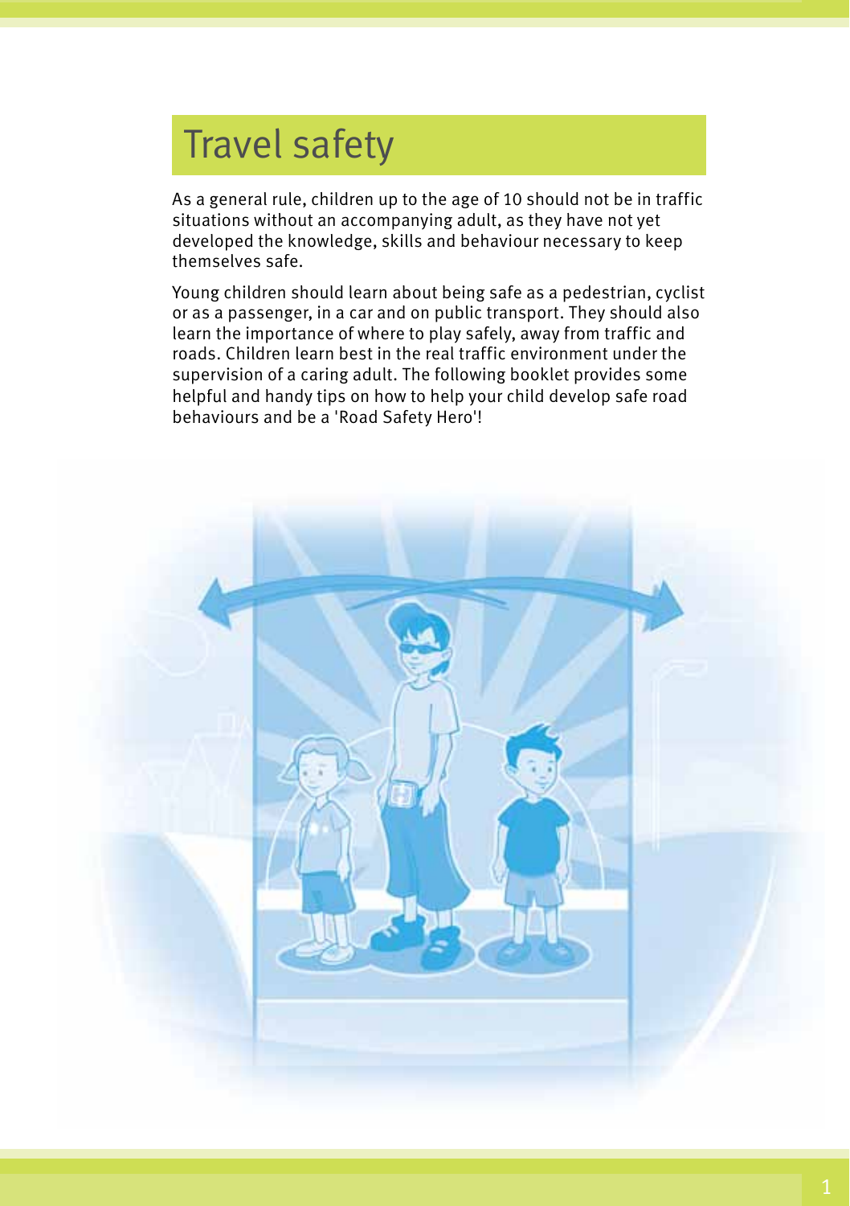# Travel safety

As a general rule, children up to the age of 10 should not be in traffic situations without an accompanying adult, as they have not yet developed the knowledge, skills and behaviour necessary to keep themselves safe.

Young children should learn about being safe as a pedestrian, cyclist or as a passenger, in a car and on public transport. They should also learn the importance of where to play safely, away from traffic and roads. Children learn best in the real traffic environment under the supervision of a caring adult. The following booklet provides some helpful and handy tips on how to help your child develop safe road behaviours and be a 'Road Safety Hero'!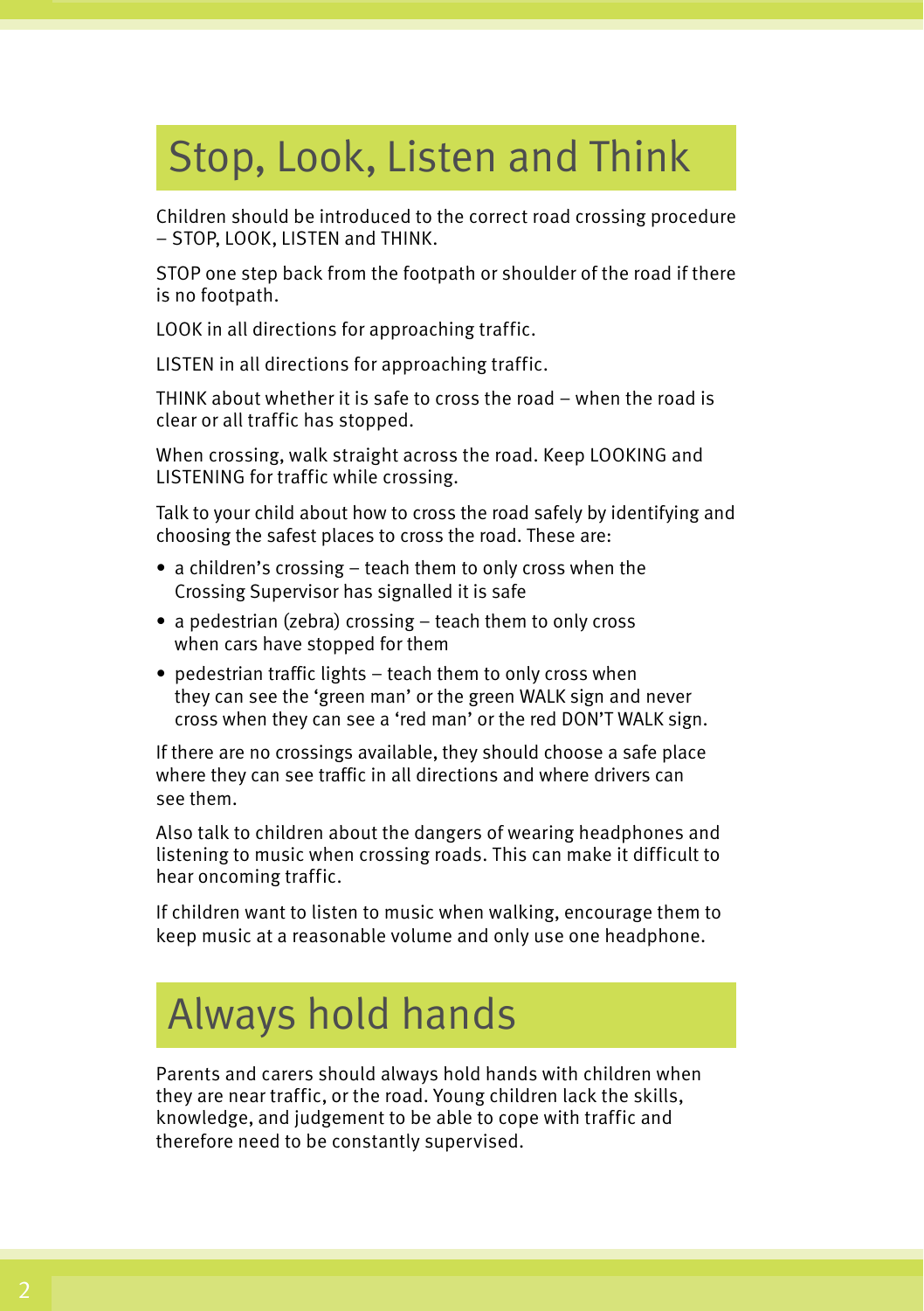## Stop, Look, Listen and Think

Children should be introduced to the correct road crossing procedure – STOP, LOOK, LISTEN and THINK.

STOP one step back from the footpath or shoulder of the road if there is no footpath.

LOOK in all directions for approaching traffic.

LISTEN in all directions for approaching traffic.

THINK about whether it is safe to cross the road – when the road is clear or all traffic has stopped.

When crossing, walk straight across the road. Keep LOOKING and LISTENING for traffic while crossing.

Talk to your child about how to cross the road safely by identifying and choosing the safest places to cross the road. These are:

- a children's crossing – teach them to only cross when the Crossing Supervisor has signalled it is safe
- a pedestrian (zebra) crossing – teach them to only cross when cars have stopped for them
- pedestrian traffic lights – teach them to only cross when they can see the 'green man' or the green WALK sign and never cross when they can see a 'red man' or the red DON'T WALK sign.

If there are no crossings available, they should choose a safe place where they can see traffic in all directions and where drivers can see them.

Also talk to children about the dangers of wearing headphones and listening to music when crossing roads. This can make it difficult to hear oncoming traffic.

If children want to listen to music when walking, encourage them to keep music at a reasonable volume and only use one headphone.

## Always hold hands

Parents and carers should always hold hands with children when they are near traffic, or the road. Young children lack the skills, knowledge, and judgement to be able to cope with traffic and therefore need to be constantly supervised.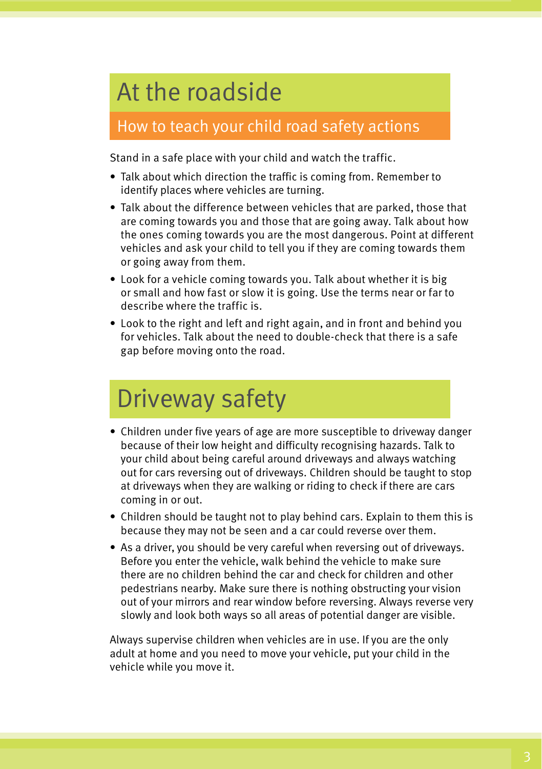# At the roadside

## How to teach your child road safety actions

Stand in a safe place with your child and watch the traffic.

- Talk about which direction the traffic is coming from. Remember to identify places where vehicles are turning.
- Talk about the difference between vehicles that are parked, those that are coming towards you and those that are going away. Talk about how the ones coming towards you are the most dangerous. Point at different vehicles and ask your child to tell you if they are coming towards them or going away from them.
- Look for a vehicle coming towards you. Talk about whether it is big or small and how fast or slow it is going. Use the terms near or far to describe where the traffic is.
- Look to the right and left and right again, and in front and behind you for vehicles. Talk about the need to double-check that there is a safe gap before moving onto the road.

# Driveway safety

- Children under five years of age are more susceptible to driveway danger because of their low height and difficulty recognising hazards. Talk to your child about being careful around driveways and always watching out for cars reversing out of driveways. Children should be taught to stop at driveways when they are walking or riding to check if there are cars coming in or out.
- Children should be taught not to play behind cars. Explain to them this is because they may not be seen and a car could reverse over them.
- As a driver, you should be very careful when reversing out of driveways. Before you enter the vehicle, walk behind the vehicle to make sure there are no children behind the car and check for children and other pedestrians nearby. Make sure there is nothing obstructing your vision out of your mirrors and rear window before reversing. Always reverse very slowly and look both ways so all areas of potential danger are visible.

Always supervise children when vehicles are in use. If you are the only adult at home and you need to move your vehicle, put your child in the vehicle while you move it.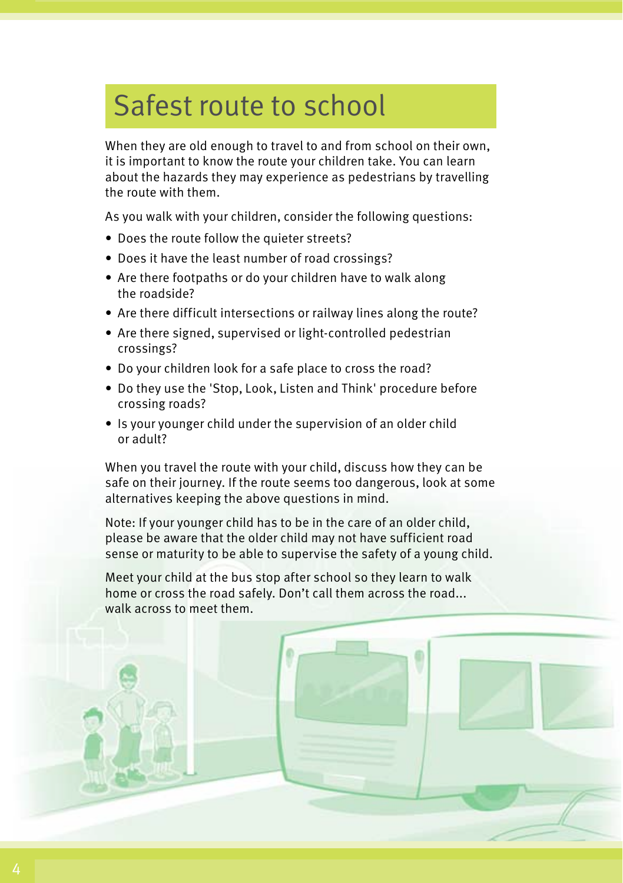# Safest route to school

When they are old enough to travel to and from school on their own, it is important to know the route your children take. You can learn about the hazards they may experience as pedestrians by travelling the route with them.

As you walk with your children, consider the following questions:

- Does the route follow the quieter streets?
- Does it have the least number of road crossings?
- Are there footpaths or do your children have to walk along the roadside?
- Are there difficult intersections or railway lines along the route?
- Are there signed, supervised or light-controlled pedestrian crossings?
- Do your children look for a safe place to cross the road?
- Do they use the 'Stop, Look, Listen and Think' procedure before crossing roads?
- Is your younger child under the supervision of an older child or adult?

When you travel the route with your child, discuss how they can be safe on their journey. If the route seems too dangerous, look at some alternatives keeping the above questions in mind.

Note: If your younger child has to be in the care of an older child, please be aware that the older child may not have sufficient road sense or maturity to be able to supervise the safety of a young child.

Meet your child at the bus stop after school so they learn to walk home or cross the road safely. Don't call them across the road... walk across to meet them.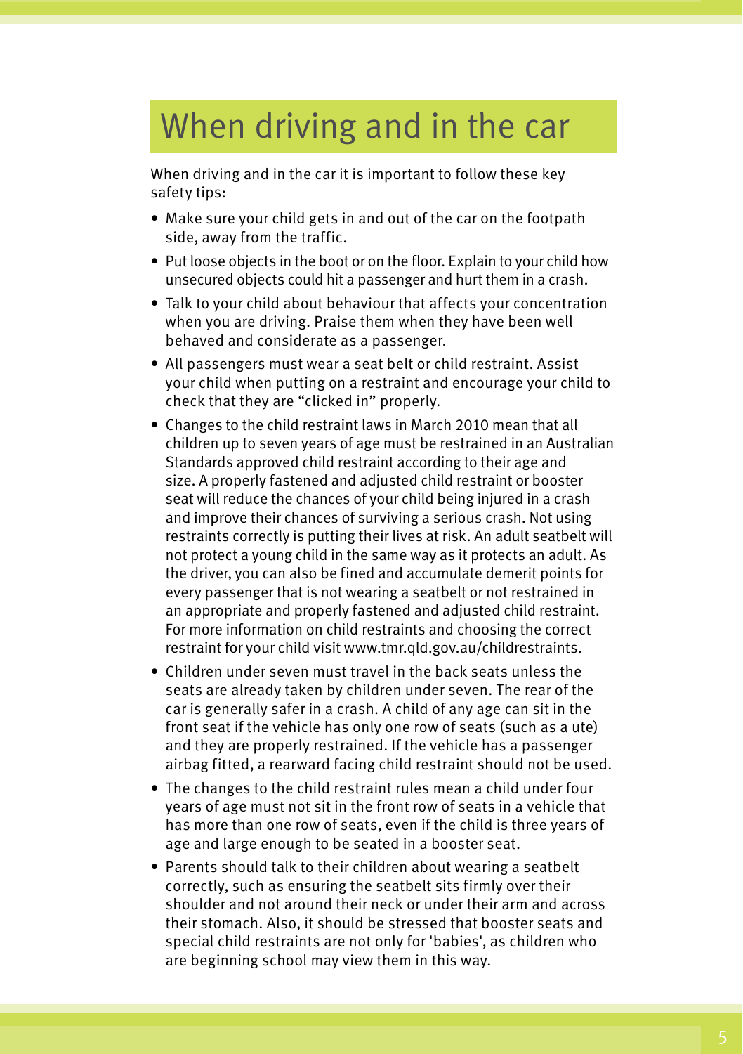# When driving and in the car

When driving and in the car it is important to follow these key safety tips:

- Make sure your child gets in and out of the car on the footpath side, away from the traffic.
- Put loose objects in the boot or on the floor. Explain to your child how unsecured objects could hit a passenger and hurt them in a crash.
- Talk to your child about behaviour that affects your concentration when you are driving. Praise them when they have been well behaved and considerate as a passenger.
- All passengers must wear a seat belt or child restraint. Assist your child when putting on a restraint and encourage your child to check that they are "clicked in" properly.
- Changes to the child restraint laws in March 2010 mean that all children up to seven years of age must be restrained in an Australian Standards approved child restraint according to their age and size. A properly fastened and adjusted child restraint or booster seat will reduce the chances of your child being injured in a crash and improve their chances of surviving a serious crash. Not using restraints correctly is putting their lives at risk. An adult seatbelt will not protect a young child in the same way as it protects an adult. As the driver, you can also be fined and accumulate demerit points for every passenger that is not wearing a seatbelt or not restrained in an appropriate and properly fastened and adjusted child restraint. For more information on child restraints and choosing the correct restraint for your child visit www.tmr.qld.gov.au/childrestraints.
- Children under seven must travel in the back seats unless the seats are already taken by children under seven. The rear of the car is generally safer in a crash. A child of any age can sit in the front seat if the vehicle has only one row of seats (such as a ute) and they are properly restrained. If the vehicle has a passenger airbag fitted, a rearward facing child restraint should not be used.
- The changes to the child restraint rules mean a child under four years of age must not sit in the front row of seats in a vehicle that has more than one row of seats, even if the child is three years of age and large enough to be seated in a booster seat.
- Parents should talk to their children about wearing a seatbelt correctly, such as ensuring the seatbelt sits firmly over their shoulder and not around their neck or under their arm and across their stomach. Also, it should be stressed that booster seats and special child restraints are not only for 'babies', as children who are beginning school may view them in this way.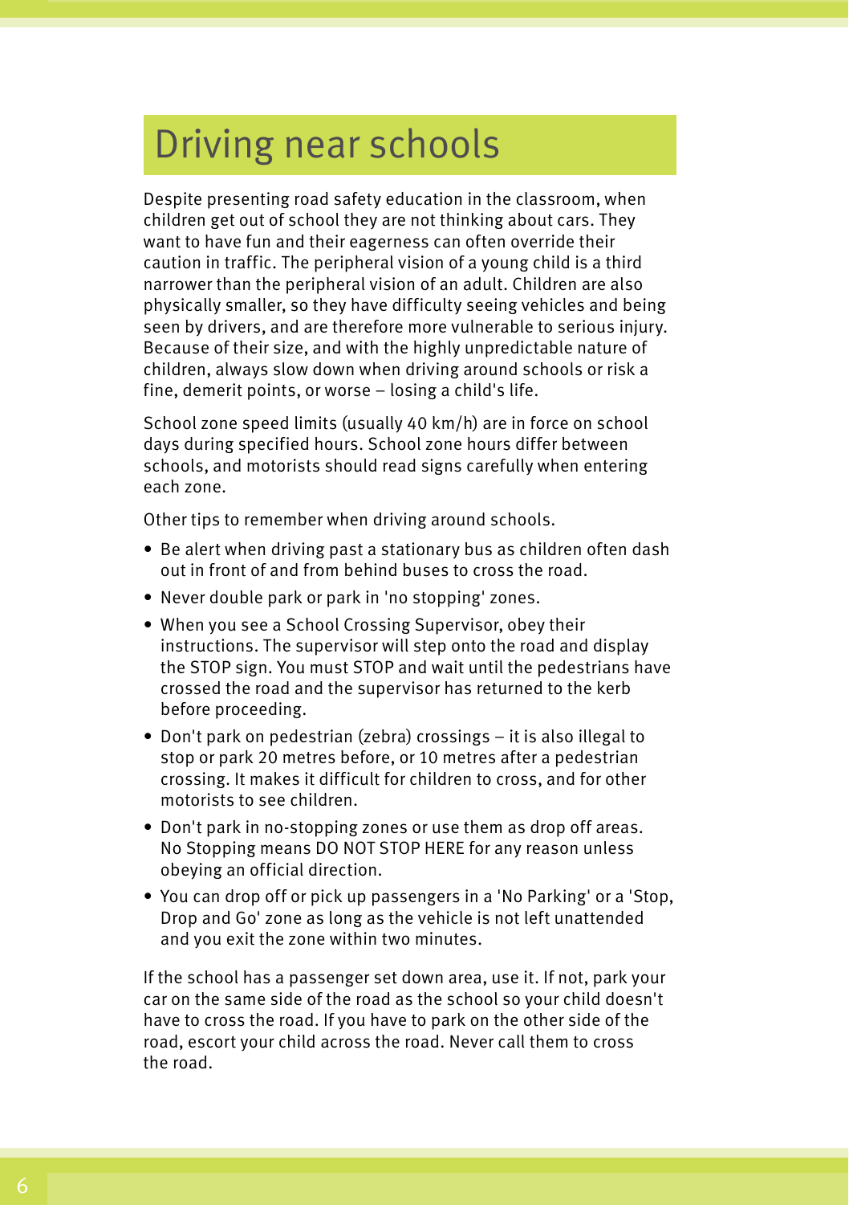# Driving near schools

Despite presenting road safety education in the classroom, when children get out of school they are not thinking about cars. They want to have fun and their eagerness can often override their caution in traffic. The peripheral vision of a young child is a third narrower than the peripheral vision of an adult. Children are also physically smaller, so they have difficulty seeing vehicles and being seen by drivers, and are therefore more vulnerable to serious injury. Because of their size, and with the highly unpredictable nature of children, always slow down when driving around schools or risk a fine, demerit points, or worse – losing a child's life.

School zone speed limits (usually 40 km/h) are in force on school days during specified hours. School zone hours differ between schools, and motorists should read signs carefully when entering each zone.

Other tips to remember when driving around schools.

- Be alert when driving past a stationary bus as children often dash out in front of and from behind buses to cross the road.
- Never double park or park in 'no stopping' zones.
- When you see a School Crossing Supervisor, obey their instructions. The supervisor will step onto the road and display the STOP sign. You must STOP and wait until the pedestrians have crossed the road and the supervisor has returned to the kerb before proceeding.
- Don't park on pedestrian (zebra) crossings – it is also illegal to stop or park 20 metres before, or 10 metres after a pedestrian crossing. It makes it difficult for children to cross, and for other motorists to see children.
- Don't park in no-stopping zones or use them as drop off areas. No Stopping means DO NOT STOP HERE for any reason unless obeying an official direction.
- You can drop off or pick up passengers in a 'No Parking' or a 'Stop, Drop and Go' zone as long as the vehicle is not left unattended and you exit the zone within two minutes.

If the school has a passenger set down area, use it. If not, park your car on the same side of the road as the school so your child doesn't have to cross the road. If you have to park on the other side of the road, escort your child across the road. Never call them to cross the road.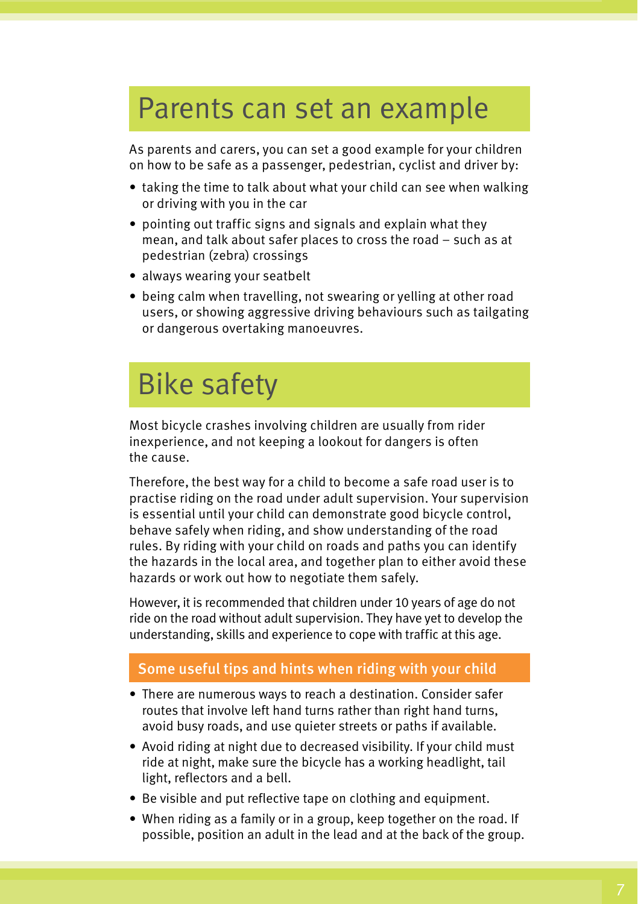## Parents can set an example

As parents and carers, you can set a good example for your children on how to be safe as a passenger, pedestrian, cyclist and driver by:

- taking the time to talk about what your child can see when walking or driving with you in the car
- pointing out traffic signs and signals and explain what they mean, and talk about safer places to cross the road – such as at pedestrian (zebra) crossings
- always wearing your seatbelt
- being calm when travelling, not swearing or yelling at other road users, or showing aggressive driving behaviours such as tailgating or dangerous overtaking manoeuvres.

## Bike safety

Most bicycle crashes involving children are usually from rider inexperience, and not keeping a lookout for dangers is often the cause.

Therefore, the best way for a child to become a safe road user is to practise riding on the road under adult supervision. Your supervision is essential until your child can demonstrate good bicycle control, behave safely when riding, and show understanding of the road rules. By riding with your child on roads and paths you can identify the hazards in the local area, and together plan to either avoid these hazards or work out how to negotiate them safely.

However, it is recommended that children under 10 years of age do not ride on the road without adult supervision. They have yet to develop the understanding, skills and experience to cope with traffic at this age.

### Some useful tips and hints when riding with your child

- There are numerous ways to reach a destination. Consider safer routes that involve left hand turns rather than right hand turns, avoid busy roads, and use quieter streets or paths if available.
- Avoid riding at night due to decreased visibility. If your child must ride at night, make sure the bicycle has a working headlight, tail light, reflectors and a bell.
- Be visible and put reflective tape on clothing and equipment.
- When riding as a family or in a group, keep together on the road. If possible, position an adult in the lead and at the back of the group.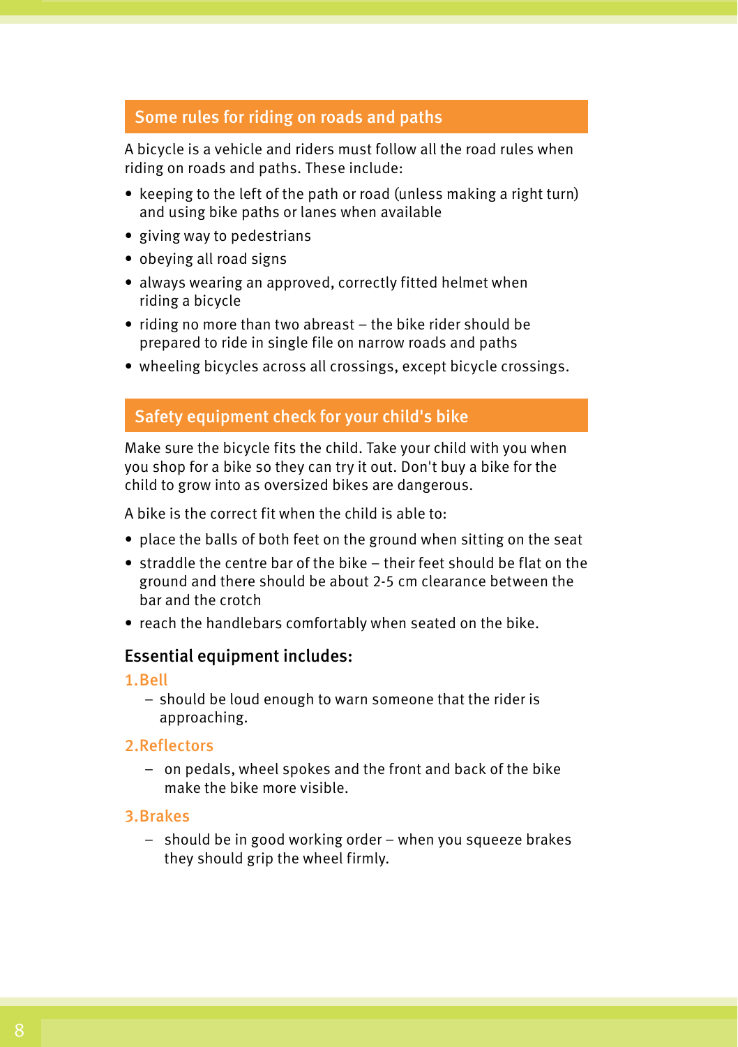## Some rules for riding on roads and paths

A bicycle is a vehicle and riders must follow all the road rules when riding on roads and paths. These include:

- keeping to the left of the path or road (unless making a right turn) and using bike paths or lanes when available
- giving way to pedestrians
- obeying all road signs
- always wearing an approved, correctly fitted helmet when riding a bicycle
- riding no more than two abreast – the bike rider should be prepared to ride in single file on narrow roads and paths
- wheeling bicycles across all crossings, except bicycle crossings.

## Safety equipment check for your child's bike

Make sure the bicycle fits the child. Take your child with you when you shop for a bike so they can try it out. Don't buy a bike for the child to grow into as oversized bikes are dangerous.

A bike is the correct fit when the child is able to:

- place the balls of both feet on the ground when sitting on the seat
- straddle the centre bar of the bike – their feet should be flat on the ground and there should be about 2-5 cm clearance between the bar and the crotch
- reach the handlebars comfortably when seated on the bike.

### Essential equipment includes:

**1. Bell**

- should be loud enough to warn someone that the rider is approaching.

**2. Reflectors**

- on pedals, wheel spokes and the front and back of the bike make the bike more visible.

**3. Brakes**

- should be in good working order – when you squeeze brakes they should grip the wheel firmly.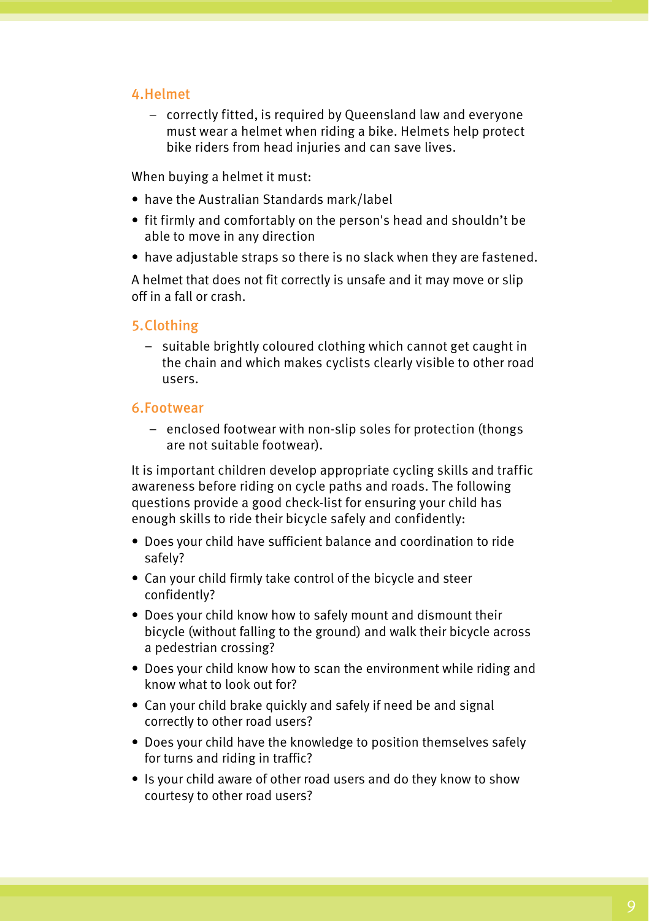### 4. Helmet

– correctly fitted, is required by Queensland law and everyone must wear a helmet when riding a bike. Helmets help protect bike riders from head injuries and can save lives.

When buying a helmet it must:

- have the Australian Standards mark/label
- fit firmly and comfortably on the person's head and shouldn't be able to move in any direction
- have adjustable straps so there is no slack when they are fastened.

A helmet that does not fit correctly is unsafe and it may move or slip off in a fall or crash.

### 5. Clothing

– suitable brightly coloured clothing which cannot get caught in the chain and which makes cyclists clearly visible to other road users.

### 6. Footwear

– enclosed footwear with non-slip soles for protection (thongs are not suitable footwear).

It is important children develop appropriate cycling skills and traffic awareness before riding on cycle paths and roads. The following questions provide a good check-list for ensuring your child has enough skills to ride their bicycle safely and confidently:

- Does your child have sufficient balance and coordination to ride safely?
- Can your child firmly take control of the bicycle and steer confidently?
- Does your child know how to safely mount and dismount their bicycle (without falling to the ground) and walk their bicycle across a pedestrian crossing?
- Does your child know how to scan the environment while riding and know what to look out for?
- Can your child brake quickly and safely if need be and signal correctly to other road users?
- Does your child have the knowledge to position themselves safely for turns and riding in traffic?
- Is your child aware of other road users and do they know to show courtesy to other road users?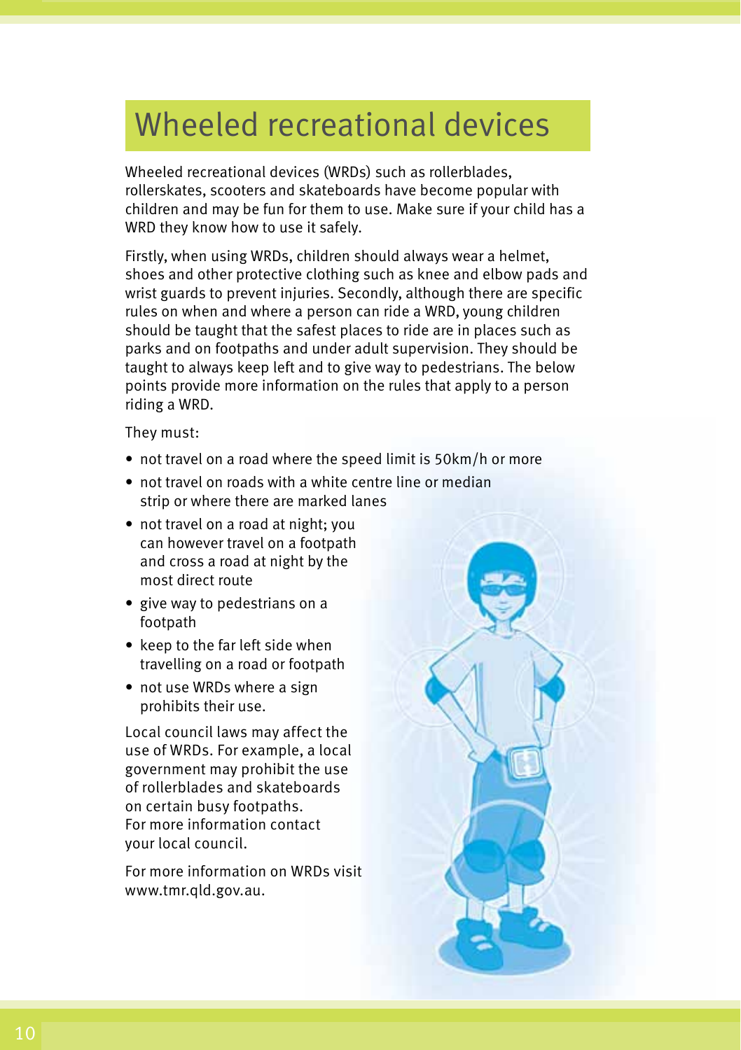# Wheeled recreational devices

Wheeled recreational devices (WRDs) such as rollerblades, rollerskates, scooters and skateboards have become popular with children and may be fun for them to use. Make sure if your child has a WRD they know how to use it safely.

Firstly, when using WRDs, children should always wear a helmet, shoes and other protective clothing such as knee and elbow pads and wrist guards to prevent injuries. Secondly, although there are specific rules on when and where a person can ride a WRD, young children should be taught that the safest places to ride are in places such as parks and on footpaths and under adult supervision. They should be taught to always keep left and to give way to pedestrians. The below points provide more information on the rules that apply to a person riding a WRD.

They must:

- not travel on a road where the speed limit is 50km/h or more
- not travel on roads with a white centre line or median strip or where there are marked lanes
- not travel on a road at night; you can however travel on a footpath and cross a road at night by the most direct route
- give way to pedestrians on a footpath
- keep to the far left side when travelling on a road or footpath
- not use WRDs where a sign prohibits their use.

Local council laws may affect the use of WRDs. For example, a local government may prohibit the use of rollerblades and skateboards on certain busy footpaths. For more information contact your local council.

For more information on WRDs visit www.tmr.qld.gov.au.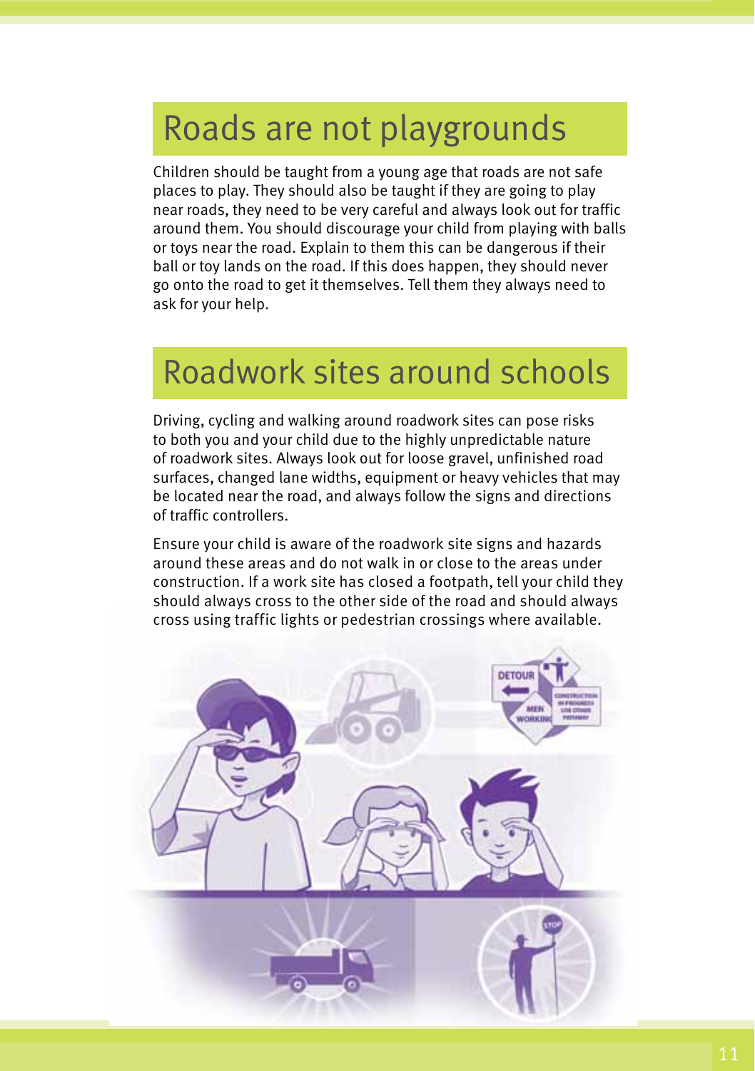## Roads are not playgrounds

Children should be taught from a young age that roads are not safe places to play. They should also be taught if they are going to play near roads, they need to be very careful and always look out for traffic around them. You should discourage your child from playing with balls or toys near the road. Explain to them this can be dangerous if their ball or toy lands on the road. If this does happen, they should never go onto the road to get it themselves. Tell them they always need to ask for your help.

## Roadwork sites around schools

Driving, cycling and walking around roadwork sites can pose risks to both you and your child due to the highly unpredictable nature of roadwork sites. Always look out for loose gravel, unfinished road surfaces, changed lane widths, equipment or heavy vehicles that may be located near the road, and always follow the signs and directions of traffic controllers.

Ensure your child is aware of the roadwork site signs and hazards around these areas and do not walk in or close to the areas under construction. If a work site has closed a footpath, tell your child they should always cross to the other side of the road and should always cross using traffic lights or pedestrian crossings where available.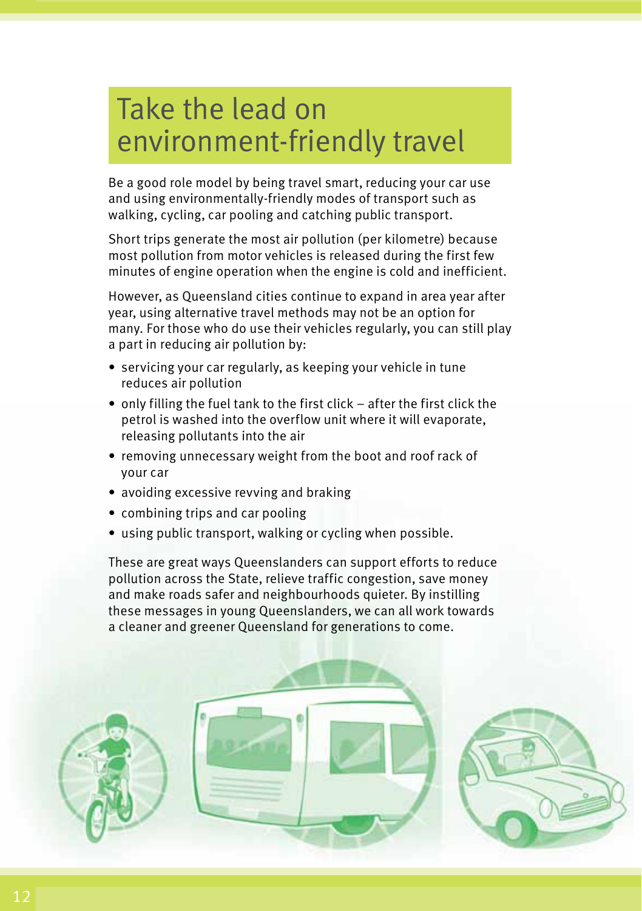# Take the lead on environment-friendly travel

Be a good role model by being travel smart, reducing your car use and using environmentally-friendly modes of transport such as walking, cycling, car pooling and catching public transport.

Short trips generate the most air pollution (per kilometre) because most pollution from motor vehicles is released during the first few minutes of engine operation when the engine is cold and inefficient.

However, as Queensland cities continue to expand in area year after year, using alternative travel methods may not be an option for many. For those who do use their vehicles regularly, you can still play a part in reducing air pollution by:

- servicing your car regularly, as keeping your vehicle in tune reduces air pollution
- only filling the fuel tank to the first click – after the first click the petrol is washed into the overflow unit where it will evaporate, releasing pollutants into the air
- removing unnecessary weight from the boot and roof rack of your car
- avoiding excessive revving and braking
- combining trips and car pooling
- using public transport, walking or cycling when possible.

These are great ways Queenslanders can support efforts to reduce pollution across the State, relieve traffic congestion, save money and make roads safer and neighbourhoods quieter. By instilling these messages in young Queenslanders, we can all work towards a cleaner and greener Queensland for generations to come.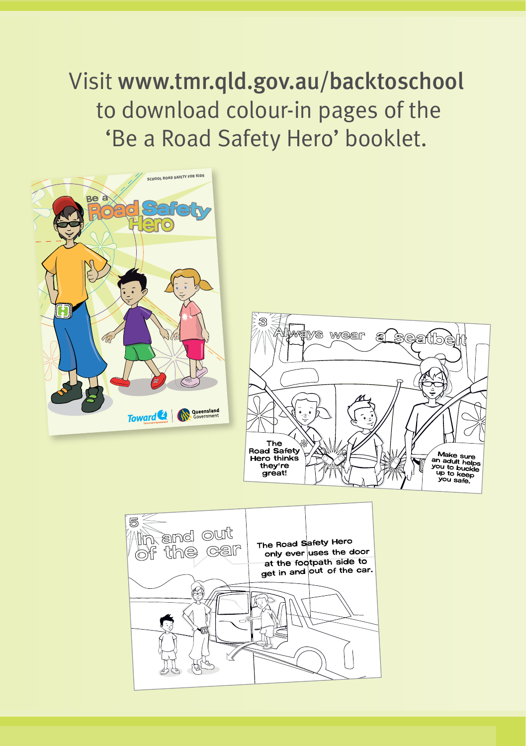Visit **www.tmr.qld.gov.au/backtoschool** to download colour-in pages of the 'Be a Road Safety Hero' booklet.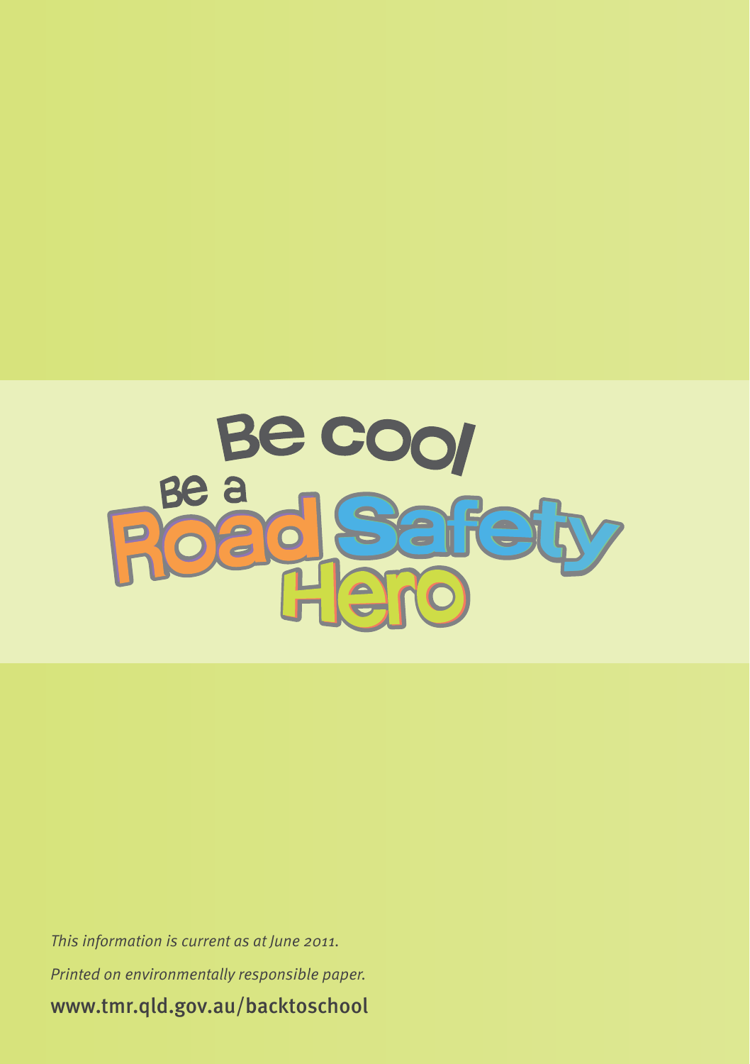# Be cool

## Be a Road Safety Hero

*This information is current as at June 2011.*

*Printed on environmentally responsible paper.*

www.tmr.qld.gov.au/backtoschool